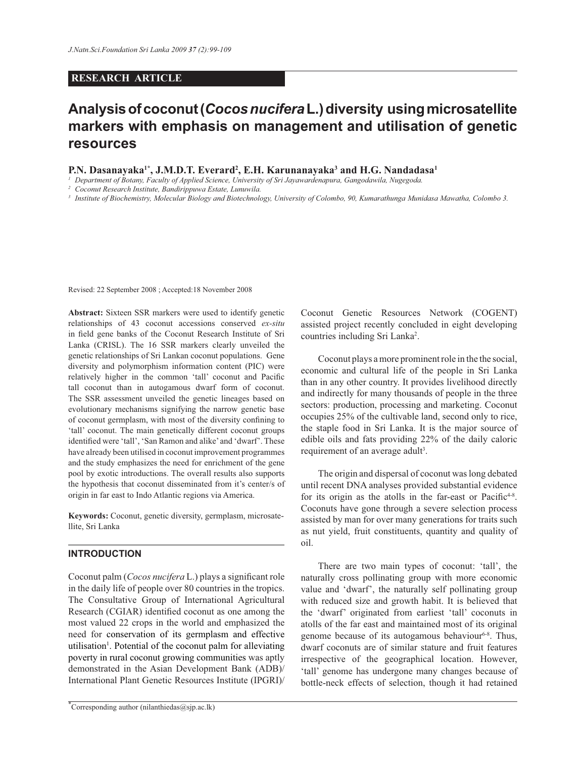**RESEARCH ARTICLE**

# Analysis of coconut (*Cocos nucifera* L.) diversity using microsatellite markers with emphasis on management and utilisation of genetic resources

**P.N. Dasanayaka[1*], J.M.D.T. Everard[2], E.H. Karunanayaka[3] and H.G. Nandadasa[1]**

[1] *Department of Botany, Faculty of Applied Science, University of Sri Jayawardenapura, Gangodawila, Nugegoda.*
[2] *Coconut Research Institute, Bandirippuwa Estate, Lunuwila.*
[3] *Institute of Biochemistry, Molecular Biology and Biotechnology, University of Colombo, 90, Kumarathunga Munidasa Mawatha, Colombo 3.*

Revised: 22 September 2008 ; Accepted:18 November 2008

**Abstract:** Sixteen SSR markers were used to identify genetic relationships of 43 coconut accessions conserved *ex-situ* in field gene banks of the Coconut Research Institute of Sri Lanka (CRISL). The 16 SSR markers clearly unveiled the genetic relationships of Sri Lankan coconut populations. Gene diversity and polymorphism information content (PIC) were relatively higher in the common 'tall' coconut and Pacific tall coconut than in autogamous dwarf form of coconut. The SSR assessment unveiled the genetic lineages based on evolutionary mechanisms signifying the narrow genetic base of coconut germplasm, with most of the diversity confining to 'tall' coconut. The main genetically different coconut groups identified were 'tall', 'San Ramon and alike' and 'dwarf'. These have already been utilised in coconut improvement programmes and the study emphasizes the need for enrichment of the gene pool by exotic introductions. The overall results also supports the hypothesis that coconut disseminated from it's center/s of origin in far east to Indo Atlantic regions via America.

**Keywords:** Coconut, genetic diversity, germplasm, microsatellite, Sri Lanka

## INTRODUCTION

Coconut palm (*Cocos nucifera* L.) plays a significant role in the daily life of people over 80 countries in the tropics. The Consultative Group of International Agricultural Research (CGIAR) identified coconut as one among the most valued 22 crops in the world and emphasized the need for conservation of its germplasm and effective utilisation[1]. Potential of the coconut palm for alleviating poverty in rural coconut growing communities was aptly demonstrated in the Asian Development Bank (ADB)/ International Plant Genetic Resources Institute (IPGRI)/ Coconut Genetic Resources Network (COGENT) assisted project recently concluded in eight developing countries including Sri Lanka[2].

Coconut plays a more prominent role in the the social, economic and cultural life of the people in Sri Lanka than in any other country. It provides livelihood directly and indirectly for many thousands of people in the three sectors: production, processing and marketing. Coconut occupies 25% of the cultivable land, second only to rice, the staple food in Sri Lanka. It is the major source of edible oils and fats providing 22% of the daily caloric requirement of an average adult[3].

The origin and dispersal of coconut was long debated until recent DNA analyses provided substantial evidence for its origin as the atolls in the far-east or Pacific[4-8]. Coconuts have gone through a severe selection process assisted by man for over many generations for traits such as nut yield, fruit constituents, quantity and quality of oil.

There are two main types of coconut: 'tall', the naturally cross pollinating group with more economic value and 'dwarf', the naturally self pollinating group with reduced size and growth habit. It is believed that the 'dwarf' originated from earliest 'tall' coconuts in atolls of the far east and maintained most of its original genome because of its autogamous behaviour[6-8]. Thus, dwarf coconuts are of similar stature and fruit features irrespective of the geographical location. However, 'tall' genome has undergone many changes because of bottle-neck effects of selection, though it had retained

*Corresponding author (nilanthiedas@sjp.ac.lk)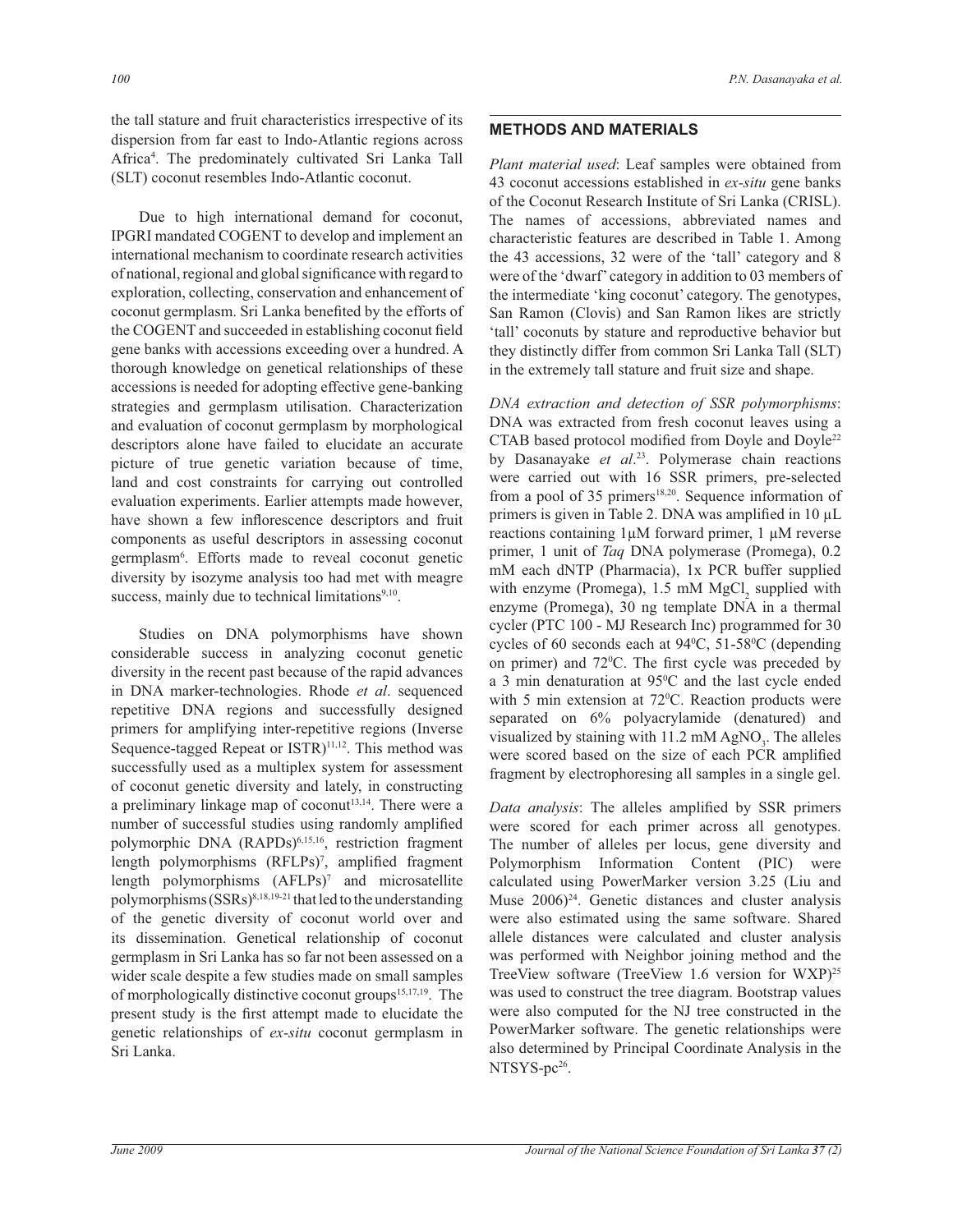the tall stature and fruit characteristics irrespective of its dispersion from far east to Indo-Atlantic regions across Africa[4]. The predominately cultivated Sri Lanka Tall (SLT) coconut resembles Indo-Atlantic coconut.

Due to high international demand for coconut, IPGRI mandated COGENT to develop and implement an international mechanism to coordinate research activities of national, regional and global significance with regard to exploration, collecting, conservation and enhancement of coconut germplasm. Sri Lanka benefited by the efforts of the COGENT and succeeded in establishing coconut field gene banks with accessions exceeding over a hundred. A thorough knowledge on genetical relationships of these accessions is needed for adopting effective gene-banking strategies and germplasm utilisation. Characterization and evaluation of coconut germplasm by morphological descriptors alone have failed to elucidate an accurate picture of true genetic variation because of time, land and cost constraints for carrying out controlled evaluation experiments. Earlier attempts made however, have shown a few inflorescence descriptors and fruit components as useful descriptors in assessing coconut germplasm[6]. Efforts made to reveal coconut genetic diversity by isozyme analysis too had met with meagre success, mainly due to technical limitations[9,10].

Studies on DNA polymorphisms have shown considerable success in analyzing coconut genetic diversity in the recent past because of the rapid advances in DNA marker-technologies. Rhode *et al*. sequenced repetitive DNA regions and successfully designed primers for amplifying inter-repetitive regions (Inverse Sequence-tagged Repeat or ISTR)[11,12]. This method was successfully used as a multiplex system for assessment of coconut genetic diversity and lately, in constructing a preliminary linkage map of coconut[13,14]. There were a number of successful studies using randomly amplified polymorphic DNA (RAPDs)[6,15,16], restriction fragment length polymorphisms (RFLPs)[7], amplified fragment length polymorphisms (AFLPs)[7] and microsatellite polymorphisms (SSRs)[8,18,19-21] that led to the understanding of the genetic diversity of coconut world over and its dissemination. Genetical relationship of coconut germplasm in Sri Lanka has so far not been assessed on a wider scale despite a few studies made on small samples of morphologically distinctive coconut groups[15,17,19]. The present study is the first attempt made to elucidate the genetic relationships of *ex-situ* coconut germplasm in Sri Lanka.

## METHODS AND MATERIALS

*Plant material used*: Leaf samples were obtained from 43 coconut accessions established in *ex-situ* gene banks of the Coconut Research Institute of Sri Lanka (CRISL). The names of accessions, abbreviated names and characteristic features are described in Table 1. Among the 43 accessions, 32 were of the 'tall' category and 8 were of the 'dwarf' category in addition to 03 members of the intermediate 'king coconut' category. The genotypes, San Ramon (Clovis) and San Ramon likes are strictly 'tall' coconuts by stature and reproductive behavior but they distinctly differ from common Sri Lanka Tall (SLT) in the extremely tall stature and fruit size and shape.

*DNA extraction and detection of SSR polymorphisms*: DNA was extracted from fresh coconut leaves using a CTAB based protocol modified from Doyle and Doyle[22] by Dasanayake *et al*.[23]. Polymerase chain reactions were carried out with 16 SSR primers, pre-selected from a pool of 35 primers[18,20]. Sequence information of primers is given in Table 2. DNA was amplified in 10 µL reactions containing 1 µM forward primer, 1 µM reverse primer, 1 unit of *Taq* DNA polymerase (Promega), 0.2 mM each dNTP (Pharmacia), 1x PCR buffer supplied with enzyme (Promega), 1.5 mM $MgCl_2$ supplied with enzyme (Promega), 30 ng template DNA in a thermal cycler (PTC 100 - MJ Research Inc) programmed for 30 cycles of 60 seconds each at 94$^0$C, 51-58$^0$C (depending on primer) and 72$^0$C. The first cycle was preceded by a 3 min denaturation at 95$^0$C and the last cycle ended with 5 min extension at 72$^0$C. Reaction products were separated on 6% polyacrylamide (denatured) and visualized by staining with 11.2 mM $AgNO_3$. The alleles were scored based on the size of each PCR amplified fragment by electrophoresing all samples in a single gel.

*Data analysis*: The alleles amplified by SSR primers were scored for each primer across all genotypes. The number of alleles per locus, gene diversity and Polymorphism Information Content (PIC) were calculated using PowerMarker version 3.25 (Liu and Muse 2006)[24]. Genetic distances and cluster analysis were also estimated using the same software. Shared allele distances were calculated and cluster analysis was performed with Neighbor joining method and the TreeView software (TreeView 1.6 version for WXP)[25] was used to construct the tree diagram. Bootstrap values were also computed for the NJ tree constructed in the PowerMarker software. The genetic relationships were also determined by Principal Coordinate Analysis in the NTSYS-pc[26].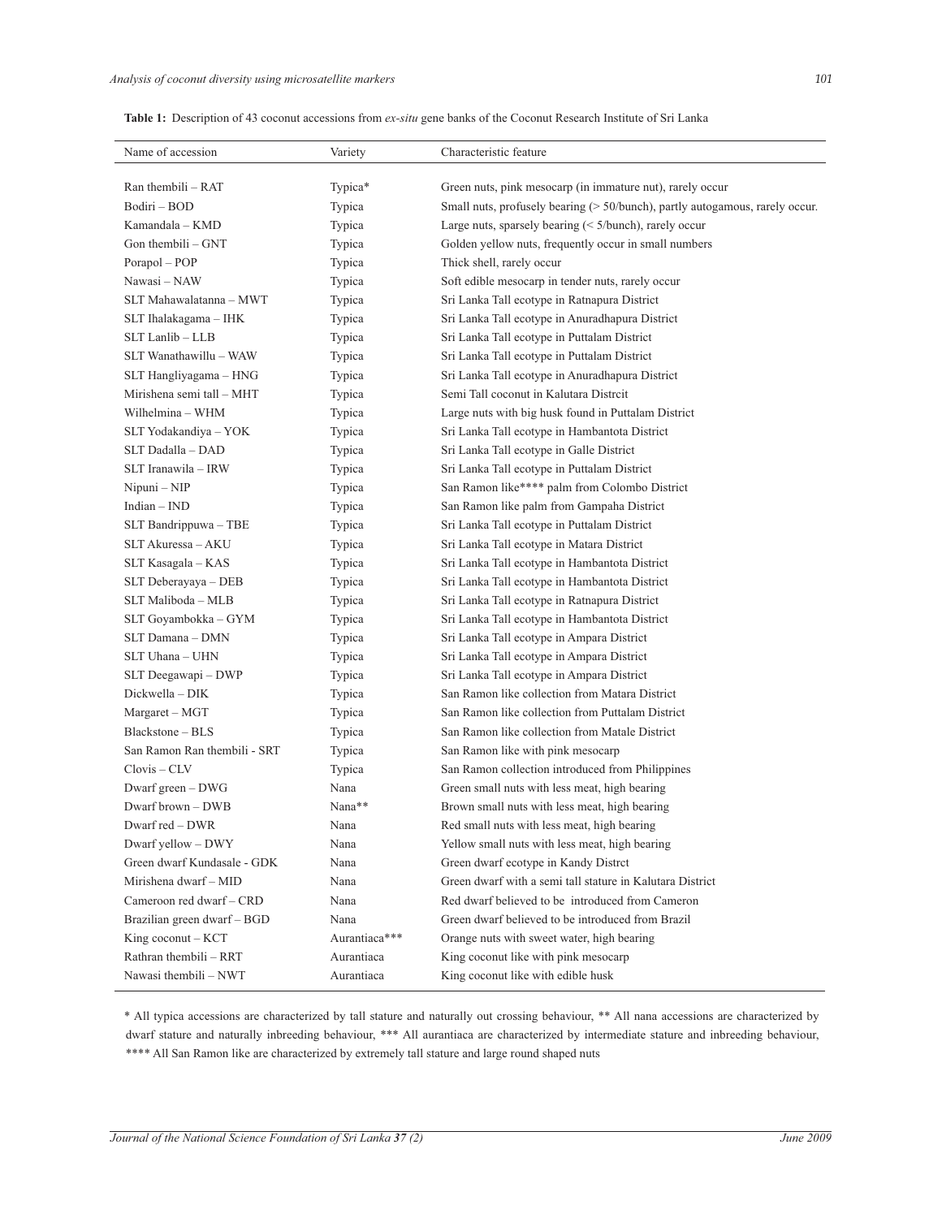**Table 1:** Description of 43 coconut accessions from *ex-situ* gene banks of the Coconut Research Institute of Sri Lanka

| Name of accession | Variety | Characteristic feature |
|---|---|---|
| Ran thembili – RAT | Typica* | Green nuts, pink mesocarp (in immature nut), rarely occur |
| Bodiri – BOD | Typica | Small nuts, profusely bearing (> 50/bunch), partly autogamous, rarely occur. |
| Kamandala – KMD | Typica | Large nuts, sparsely bearing (< 5/bunch), rarely occur |
| Gon thembili – GNT | Typica | Golden yellow nuts, frequently occur in small numbers |
| Porapol – POP | Typica | Thick shell, rarely occur |
| Nawasi – NAW | Typica | Soft edible mesocarp in tender nuts, rarely occur |
| SLT Mahawalatanna – MWT | Typica | Sri Lanka Tall ecotype in Ratnapura District |
| SLT Ihalakagama – IHK | Typica | Sri Lanka Tall ecotype in Anuradhapura District |
| SLT Lanlib – LLB | Typica | Sri Lanka Tall ecotype in Puttalam District |
| SLT Wanathawillu – WAW | Typica | Sri Lanka Tall ecotype in Puttalam District |
| SLT Hangliyagama – HNG | Typica | Sri Lanka Tall ecotype in Anuradhapura District |
| Mirishena semi tall – MHT | Typica | Semi Tall coconut in Kalutara Distrcit |
| Wilhelmina – WHM | Typica | Large nuts with big husk found in Puttalam District |
| SLT Yodakandiya – YOK | Typica | Sri Lanka Tall ecotype in Hambantota District |
| SLT Dadalla – DAD | Typica | Sri Lanka Tall ecotype in Galle District |
| SLT Iranawila – IRW | Typica | Sri Lanka Tall ecotype in Puttalam District |
| Nipuni – NIP | Typica | San Ramon like**** palm from Colombo District |
| Indian – IND | Typica | San Ramon like palm from Gampaha District |
| SLT Bandrippuwa – TBE | Typica | Sri Lanka Tall ecotype in Puttalam District |
| SLT Akuressa – AKU | Typica | Sri Lanka Tall ecotype in Matara District |
| SLT Kasagala – KAS | Typica | Sri Lanka Tall ecotype in Hambantota District |
| SLT Deberayaya – DEB | Typica | Sri Lanka Tall ecotype in Hambantota District |
| SLT Maliboda – MLB | Typica | Sri Lanka Tall ecotype in Ratnapura District |
| SLT Goyambokka – GYM | Typica | Sri Lanka Tall ecotype in Hambantota District |
| SLT Damana – DMN | Typica | Sri Lanka Tall ecotype in Ampara District |
| SLT Uhana – UHN | Typica | Sri Lanka Tall ecotype in Ampara District |
| SLT Deegawapi – DWP | Typica | Sri Lanka Tall ecotype in Ampara District |
| Dickwella – DIK | Typica | San Ramon like collection from Matara District |
| Margaret – MGT | Typica | San Ramon like collection from Puttalam District |
| Blackstone – BLS | Typica | San Ramon like collection from Matale District |
| San Ramon Ran thembili - SRT | Typica | San Ramon like with pink mesocarp |
| Clovis – CLV | Typica | San Ramon collection introduced from Philippines |
| Dwarf green – DWG | Nana | Green small nuts with less meat, high bearing |
| Dwarf brown – DWB | Nana** | Brown small nuts with less meat, high bearing |
| Dwarf red – DWR | Nana | Red small nuts with less meat, high bearing |
| Dwarf yellow – DWY | Nana | Yellow small nuts with less meat, high bearing |
| Green dwarf Kundasale - GDK | Nana | Green dwarf ecotype in Kandy Distrct |
| Mirishena dwarf – MID | Nana | Green dwarf with a semi tall stature in Kalutara District |
| Cameroon red dwarf – CRD | Nana | Red dwarf believed to be introduced from Cameron |
| Brazilian green dwarf – BGD | Nana | Green dwarf believed to be introduced from Brazil |
| King coconut – KCT | Aurantiaca*** | Orange nuts with sweet water, high bearing |
| Rathran thembili – RRT | Aurantiaca | King coconut like with pink mesocarp |
| Nawasi thembili – NWT | Aurantiaca | King coconut like with edible husk |

* All typica accessions are characterized by tall stature and naturally out crossing behaviour, ** All nana accessions are characterized by dwarf stature and naturally inbreeding behaviour, *** All aurantiaca are characterized by intermediate stature and inbreeding behaviour, **** All San Ramon like are characterized by extremely tall stature and large round shaped nuts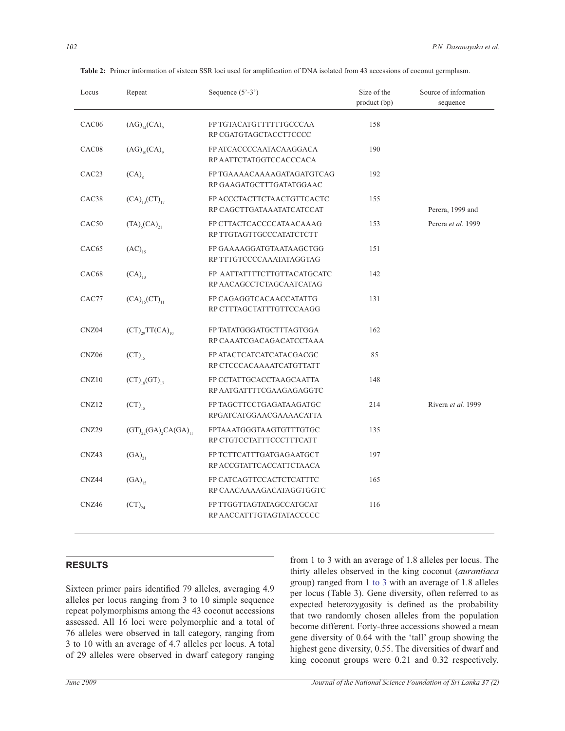**Table 2:** Primer information of sixteen SSR loci used for amplification of DNA isolated from 43 accessions of coconut germplasm.

| Locus | Repeat | Sequence (5'-3') | Size of the product (bp) | Source of information sequence |
|---|---|---|---|---|
| CAC06 | $(AG)_{14}(CA)_9$ | FP TGTACATGTTTTTTGCCCAA<br>RP CGATGTAGCTACCTTCCCC | 158 | |
| CAC08 | $(AG)_{10}(CA)_9$ | FP ATCACCCCAATACAAGGACA<br>RP AATTCTATGGTCCACCCACA | 190 | |
| CAC23 | $(CA)_8$ | FP TGAAAACAAAAGATAGATGTCAG<br>RP GAAGATGCTTTGATATGGAAC | 192 | |
| CAC38 | $(CA)_{13}(CT)_{17}$ | FP ACCCTACTTCTAACTGTTCACTC<br>RP CAGCTTGATAAATATCATCCAT | 155 | Perera, 1999 and |
| CAC50 | $(TA)_6(CA)_{21}$ | FP CTTACTCACCCCATAACAAAG<br>RP TTGTAGTTGCCCATATCTCTT | 153 | Perera *et al*. 1999 |
| CAC65 | $(AC)_{15}$ | FP GAAAAGGATGTAATAAGCTGG<br>RP TTTGTCCCCAAATATAGGTAG | 151 | |
| CAC68 | $(CA)_{13}$ | FP AATTATTTTCTTGTTACATGCATC<br>RP AACAGCCTCTAGCAATCATAG | 142 | |
| CAC77 | $(CA)_{15}(CT)_{11}$ | FP CAGAGGTCACAACCATATTG<br>RP CTTTAGCTATTTGTTCCAAGG | 131 | |
| CNZ04 | $(CT)_{29}TT(CA)_{10}$ | FP TATATGGGATGCTTTAGTGGA<br>RP CAAATCGACAGACATCCTAAA | 162 | |
| CNZ06 | $(CT)_{15}$ | FP ATACTCATCATCATACGACGC<br>RP CTCCCACAAAATCATGTTATT | 85 | |
| CNZ10 | $(CT)_{18}(GT)_{17}$ | FP CCTATTGCACCTAAGCAATTA<br>RP AATGATTTTCGAAGAGAGGTC | 148 | |
| CNZ12 | $(CT)_{15}$ | FP TAGCTTCCTGAGATAAGATGC<br>RPGATCATGGAACGAAAACATTA | 214 | Rivera *et al*. 1999 |
| CNZ29 | $(GT)_{22}(GA)_2CA(GA)_{11}$ | FPTAAATGGGTAAGTGTTTGTGC<br>RP CTGTCCTATTTCCCTTTCATT | 135 | |
| CNZ43 | $(GA)_{21}$ | FP TCTTCATTTGATGAGAATGCT<br>RP ACCGTATTCACCATTCTAACA | 197 | |
| CNZ44 | $(GA)_{15}$ | FP CATCAGTTCCACTCTCATTTC<br>RP CAACAAAAGACATAGGTGGTC | 165 | |
| CNZ46 | $(CT)_{24}$ | FP TTGGTTAGTATAGCCATGCAT<br>RP AACCATTTGTAGTATACCCCC | 116 | |

## RESULTS

Sixteen primer pairs identified 79 alleles, averaging 4.9 alleles per locus ranging from 3 to 10 simple sequence repeat polymorphisms among the 43 coconut accessions assessed. All 16 loci were polymorphic and a total of 76 alleles were observed in tall category, ranging from 3 to 10 with an average of 4.7 alleles per locus. A total of 29 alleles were observed in dwarf category ranging from 1 to 3 with an average of 1.8 alleles per locus. The thirty alleles observed in the king coconut (*aurantiaca* group) ranged from 1 to 3 with an average of 1.8 alleles per locus (Table 3). Gene diversity, often referred to as expected heterozygosity is defined as the probability that two randomly chosen alleles from the population become different. Forty-three accessions showed a mean gene diversity of 0.64 with the 'tall' group showing the highest gene diversity, 0.55. The diversities of dwarf and king coconut groups were 0.21 and 0.32 respectively.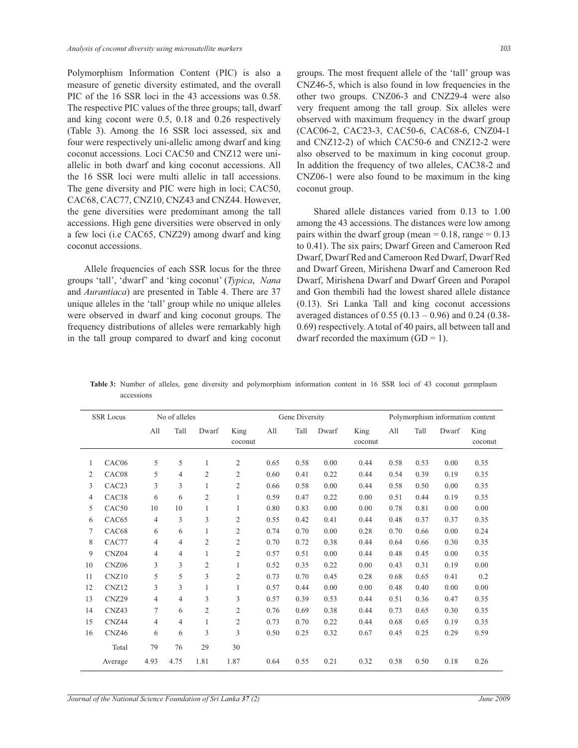Polymorphism Information Content (PIC) is also a measure of genetic diversity estimated, and the overall PIC of the 16 SSR loci in the 43 accessions was 0.58. The respective PIC values of the three groups; tall, dwarf and king cocont were 0.5, 0.18 and 0.26 respectively (Table 3). Among the 16 SSR loci assessed, six and four were respectively uni-allelic among dwarf and king coconut accessions. Loci CAC50 and CNZ12 were uni-allelic in both dwarf and king coconut accessions. All the 16 SSR loci were multi allelic in tall accessions. The gene diversity and PIC were high in loci; CAC50, CAC68, CAC77, CNZ10, CNZ43 and CNZ44. However, the gene diversities were predominant among the tall accessions. High gene diversities were observed in only a few loci (i.e CAC65, CNZ29) among dwarf and king coconut accessions.

Allele frequencies of each SSR locus for the three groups 'tall', 'dwarf' and 'king coconut' (*Typica*, *Nana* and *Aurantiaca*) are presented in Table 4. There are 37 unique alleles in the 'tall' group while no unique alleles were observed in dwarf and king coconut groups. The frequency distributions of alleles were remarkably high in the tall group compared to dwarf and king coconut groups. The most frequent allele of the 'tall' group was CNZ46-5, which is also found in low frequencies in the other two groups. CNZ06-3 and CNZ29-4 were also very frequent among the tall group. Six alleles were observed with maximum frequency in the dwarf group (CAC06-2, CAC23-3, CAC50-6, CAC68-6, CNZ04-1 and CNZ12-2) of which CAC50-6 and CNZ12-2 were also observed to be maximum in king coconut group. In addition the frequency of two alleles, CAC38-2 and CNZ06-1 were also found to be maximum in the king coconut group.

Shared allele distances varied from 0.13 to 1.00 among the 43 accessions. The distances were low among pairs within the dwarf group (mean = 0.18, range = 0.13 to 0.41). The six pairs; Dwarf Green and Cameroon Red Dwarf, Dwarf Red and Cameroon Red Dwarf, Dwarf Red and Dwarf Green, Mirishena Dwarf and Cameroon Red Dwarf, Mirishena Dwarf and Dwarf Green and Porapol and Gon thembili had the lowest shared allele distance (0.13). Sri Lanka Tall and king coconut accessions averaged distances of 0.55 (0.13 – 0.96) and 0.24 (0.38-0.69) respectively. A total of 40 pairs, all between tall and dwarf recorded the maximum (GD = 1).

**Table 3:** Number of alleles, gene diversity and polymorphism information content in 16 SSR loci of 43 coconut germplasm accessions

| | SSR Locus | No of alleles | | | | Gene Diversity | | | | Polymorphism information content | | | |
|---|---|---|---|---|---|---|---|---|---|---|---|---|---|
| | | All | Tall | Dwarf | King coconut | All | Tall | Dwarf | King coconut | All | Tall | Dwarf | King coconut |
| 1 | CAC06 | 5 | 5 | 1 | 2 | 0.65 | 0.58 | 0.00 | 0.44 | 0.58 | 0.53 | 0.00 | 0.35 |
| 2 | CAC08 | 5 | 4 | 2 | 2 | 0.60 | 0.41 | 0.22 | 0.44 | 0.54 | 0.39 | 0.19 | 0.35 |
| 3 | CAC23 | 3 | 3 | 1 | 2 | 0.66 | 0.58 | 0.00 | 0.44 | 0.58 | 0.50 | 0.00 | 0.35 |
| 4 | CAC38 | 6 | 6 | 2 | 1 | 0.59 | 0.47 | 0.22 | 0.00 | 0.51 | 0.44 | 0.19 | 0.35 |
| 5 | CAC50 | 10 | 10 | 1 | 1 | 0.80 | 0.83 | 0.00 | 0.00 | 0.78 | 0.81 | 0.00 | 0.00 |
| 6 | CAC65 | 4 | 3 | 3 | 2 | 0.55 | 0.42 | 0.41 | 0.44 | 0.48 | 0.37 | 0.37 | 0.35 |
| 7 | CAC68 | 6 | 6 | 1 | 2 | 0.74 | 0.70 | 0.00 | 0.28 | 0.70 | 0.66 | 0.00 | 0.24 |
| 8 | CAC77 | 4 | 4 | 2 | 2 | 0.70 | 0.72 | 0.38 | 0.44 | 0.64 | 0.66 | 0.30 | 0.35 |
| 9 | CNZ04 | 4 | 4 | 1 | 2 | 0.57 | 0.51 | 0.00 | 0.44 | 0.48 | 0.45 | 0.00 | 0.35 |
| 10 | CNZ06 | 3 | 3 | 2 | 1 | 0.52 | 0.35 | 0.22 | 0.00 | 0.43 | 0.31 | 0.19 | 0.00 |
| 11 | CNZ10 | 5 | 5 | 3 | 2 | 0.73 | 0.70 | 0.45 | 0.28 | 0.68 | 0.65 | 0.41 | 0.2 |
| 12 | CNZ12 | 3 | 3 | 1 | 1 | 0.57 | 0.44 | 0.00 | 0.00 | 0.48 | 0.40 | 0.00 | 0.00 |
| 13 | CNZ29 | 4 | 4 | 3 | 3 | 0.57 | 0.39 | 0.53 | 0.44 | 0.51 | 0.36 | 0.47 | 0.35 |
| 14 | CNZ43 | 7 | 6 | 2 | 2 | 0.76 | 0.69 | 0.38 | 0.44 | 0.73 | 0.65 | 0.30 | 0.35 |
| 15 | CNZ44 | 4 | 4 | 1 | 2 | 0.73 | 0.70 | 0.22 | 0.44 | 0.68 | 0.65 | 0.19 | 0.35 |
| 16 | CNZ46 | 6 | 6 | 3 | 3 | 0.50 | 0.25 | 0.32 | 0.67 | 0.45 | 0.25 | 0.29 | 0.59 |
| | Total | 79 | 76 | 29 | 30 | | | | | | | | |
| | Average | 4.93 | 4.75 | 1.81 | 1.87 | 0.64 | 0.55 | 0.21 | 0.32 | 0.58 | 0.50 | 0.18 | 0.26 |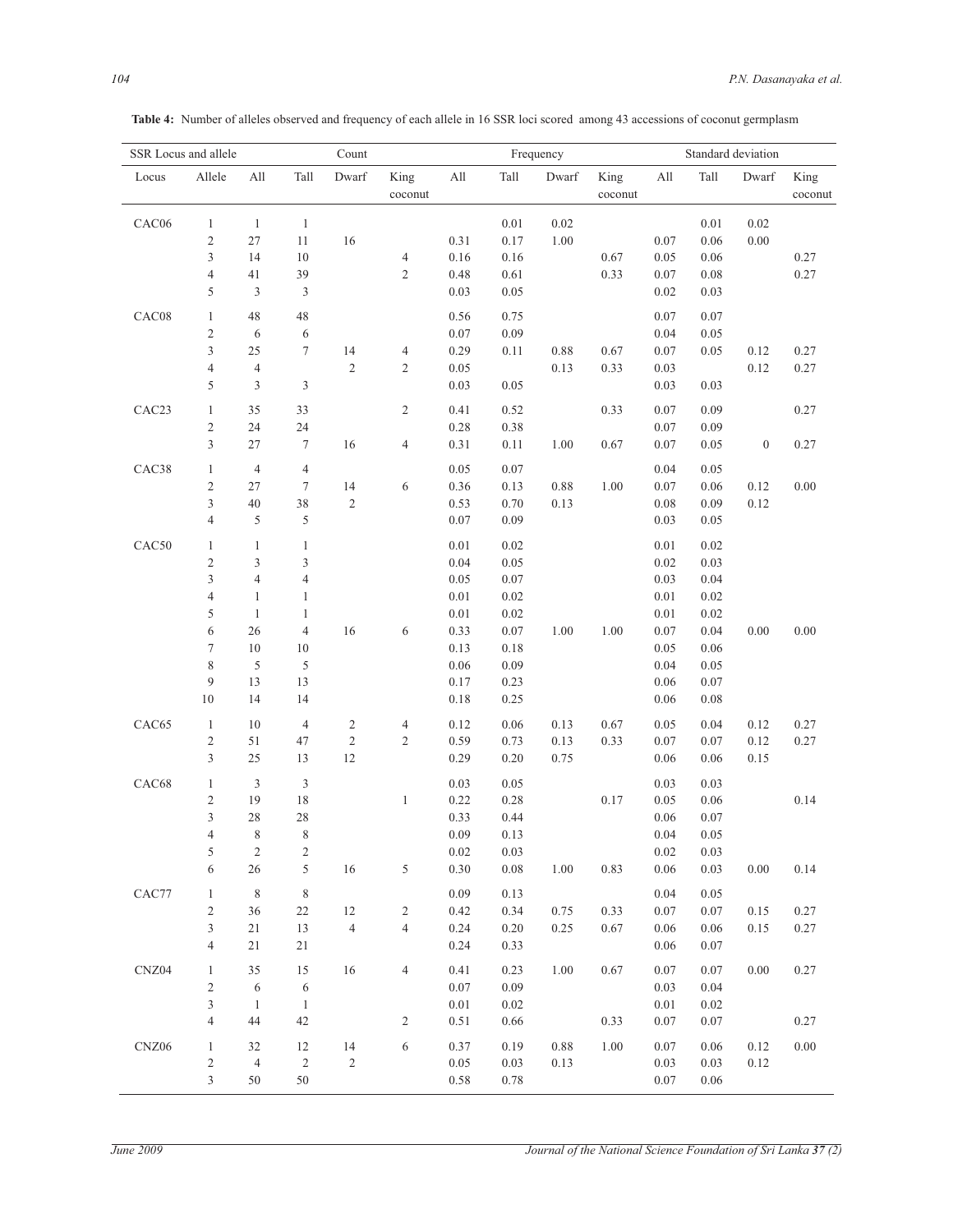**Table 4:** Number of alleles observed and frequency of each allele in 16 SSR loci scored among 43 accessions of coconut germplasm

| SSR Locus and allele | | Count | | | | Frequency | | | | Standard deviation | | | |
|---|---|---|---|---|---|---|---|---|---|---|---|---|---|
| Locus | Allele | All | Tall | Dwarf | King coconut | All | Tall | Dwarf | King coconut | All | Tall | Dwarf | King coconut |
| CAC06 | 1 | 1 | 1 | | | | 0.01 | 0.02 | | | 0.01 | 0.02 | |
| | 2 | 27 | 11 | 16 | | 0.31 | 0.17 | 1.00 | | 0.07 | 0.06 | 0.00 | |
| | 3 | 14 | 10 | | 4 | 0.16 | 0.16 | | 0.67 | 0.05 | 0.06 | | 0.27 |
| | 4 | 41 | 39 | | 2 | 0.48 | 0.61 | | 0.33 | 0.07 | 0.08 | | 0.27 |
| | 5 | 3 | 3 | | | 0.03 | 0.05 | | | 0.02 | 0.03 | | |
| CAC08 | 1 | 48 | 48 | | | 0.56 | 0.75 | | | 0.07 | 0.07 | | |
| | 2 | 6 | 6 | | | 0.07 | 0.09 | | | 0.04 | 0.05 | | |
| | 3 | 25 | 7 | 14 | 4 | 0.29 | 0.11 | 0.88 | 0.67 | 0.07 | 0.05 | 0.12 | 0.27 |
| | 4 | 4 | | 2 | 2 | 0.05 | | 0.13 | 0.33 | 0.03 | | 0.12 | 0.27 |
| | 5 | 3 | 3 | | | 0.03 | 0.05 | | | 0.03 | 0.03 | | |
| CAC23 | 1 | 35 | 33 | | 2 | 0.41 | 0.52 | | 0.33 | 0.07 | 0.09 | | 0.27 |
| | 2 | 24 | 24 | | | 0.28 | 0.38 | | | 0.07 | 0.09 | | |
| | 3 | 27 | 7 | 16 | 4 | 0.31 | 0.11 | 1.00 | 0.67 | 0.07 | 0.05 | 0 | 0.27 |
| CAC38 | 1 | 4 | 4 | | | 0.05 | 0.07 | | | 0.04 | 0.05 | | |
| | 2 | 27 | 7 | 14 | 6 | 0.36 | 0.13 | 0.88 | 1.00 | 0.07 | 0.06 | 0.12 | 0.00 |
| | 3 | 40 | 38 | 2 | | 0.53 | 0.70 | 0.13 | | 0.08 | 0.09 | 0.12 | |
| | 4 | 5 | 5 | | | 0.07 | 0.09 | | | 0.03 | 0.05 | | |
| CAC50 | 1 | 1 | 1 | | | 0.01 | 0.02 | | | 0.01 | 0.02 | | |
| | 2 | 3 | 3 | | | 0.04 | 0.05 | | | 0.02 | 0.03 | | |
| | 3 | 4 | 4 | | | 0.05 | 0.07 | | | 0.03 | 0.04 | | |
| | 4 | 1 | 1 | | | 0.01 | 0.02 | | | 0.01 | 0.02 | | |
| | 5 | 1 | 1 | | | 0.01 | 0.02 | | | 0.01 | 0.02 | | |
| | 6 | 26 | 4 | 16 | 6 | 0.33 | 0.07 | 1.00 | 1.00 | 0.07 | 0.04 | 0.00 | 0.00 |
| | 7 | 10 | 10 | | | 0.13 | 0.18 | | | 0.05 | 0.06 | | |
| | 8 | 5 | 5 | | | 0.06 | 0.09 | | | 0.04 | 0.05 | | |
| | 9 | 13 | 13 | | | 0.17 | 0.23 | | | 0.06 | 0.07 | | |
| | 10 | 14 | 14 | | | 0.18 | 0.25 | | | 0.06 | 0.08 | | |
| CAC65 | 1 | 10 | 4 | 2 | 4 | 0.12 | 0.06 | 0.13 | 0.67 | 0.05 | 0.04 | 0.12 | 0.27 |
| | 2 | 51 | 47 | 2 | 2 | 0.59 | 0.73 | 0.13 | 0.33 | 0.07 | 0.07 | 0.12 | 0.27 |
| | 3 | 25 | 13 | 12 | | 0.29 | 0.20 | 0.75 | | 0.06 | 0.06 | 0.15 | |
| CAC68 | 1 | 3 | 3 | | | 0.03 | 0.05 | | | 0.03 | 0.03 | | |
| | 2 | 19 | 18 | | 1 | 0.22 | 0.28 | | 0.17 | 0.05 | 0.06 | | 0.14 |
| | 3 | 28 | 28 | | | 0.33 | 0.44 | | | 0.06 | 0.07 | | |
| | 4 | 8 | 8 | | | 0.09 | 0.13 | | | 0.04 | 0.05 | | |
| | 5 | 2 | 2 | | | 0.02 | 0.03 | | | 0.02 | 0.03 | | |
| | 6 | 26 | 5 | 16 | 5 | 0.30 | 0.08 | 1.00 | 0.83 | 0.06 | 0.03 | 0.00 | 0.14 |
| CAC77 | 1 | 8 | 8 | | | 0.09 | 0.13 | | | 0.04 | 0.05 | | |
| | 2 | 36 | 22 | 12 | 2 | 0.42 | 0.34 | 0.75 | 0.33 | 0.07 | 0.07 | 0.15 | 0.27 |
| | 3 | 21 | 13 | 4 | 4 | 0.24 | 0.20 | 0.25 | 0.67 | 0.06 | 0.06 | 0.15 | 0.27 |
| | 4 | 21 | 21 | | | 0.24 | 0.33 | | | 0.06 | 0.07 | | |
| CNZ04 | 1 | 35 | 15 | 16 | 4 | 0.41 | 0.23 | 1.00 | 0.67 | 0.07 | 0.07 | 0.00 | 0.27 |
| | 2 | 6 | 6 | | | 0.07 | 0.09 | | | 0.03 | 0.04 | | |
| | 3 | 1 | 1 | | | 0.01 | 0.02 | | | 0.01 | 0.02 | | |
| | 4 | 44 | 42 | | 2 | 0.51 | 0.66 | | 0.33 | 0.07 | 0.07 | | 0.27 |
| CNZ06 | 1 | 32 | 12 | 14 | 6 | 0.37 | 0.19 | 0.88 | 1.00 | 0.07 | 0.06 | 0.12 | 0.00 |
| | 2 | 4 | 2 | 2 | | 0.05 | 0.03 | 0.13 | | 0.03 | 0.03 | 0.12 | |
| | 3 | 50 | 50 | | | 0.58 | 0.78 | | | 0.07 | 0.06 | | |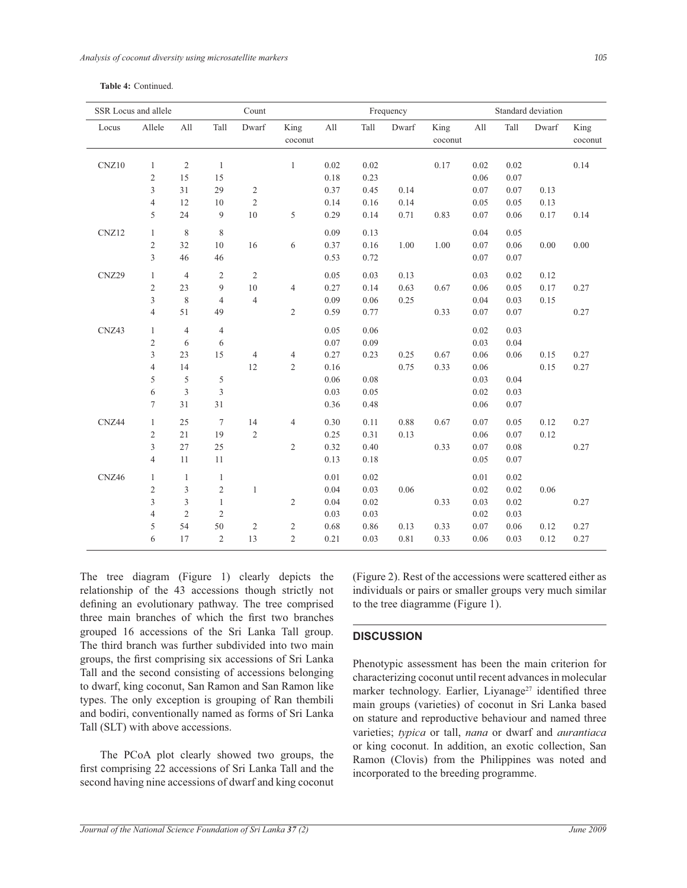**Table 4:** Continued.

| SSR Locus and allele | | Count | | | | Frequency | | | | Standard deviation | | | |
|---|---|---|---|---|---|---|---|---|---|---|---|---|---|
| Locus | Allele | All | Tall | Dwarf | King coconut | All | Tall | Dwarf | King coconut | All | Tall | Dwarf | King coconut |
| CNZ10 | 1 | 2 | 1 | | 1 | 0.02 | 0.02 | | 0.17 | 0.02 | 0.02 | | 0.14 |
| | 2 | 15 | 15 | | | 0.18 | 0.23 | | | 0.06 | 0.07 | | |
| | 3 | 31 | 29 | 2 | | 0.37 | 0.45 | 0.14 | | 0.07 | 0.07 | 0.13 | |
| | 4 | 12 | 10 | 2 | | 0.14 | 0.16 | 0.14 | | 0.05 | 0.05 | 0.13 | |
| | 5 | 24 | 9 | 10 | 5 | 0.29 | 0.14 | 0.71 | 0.83 | 0.07 | 0.06 | 0.17 | 0.14 |
| CNZ12 | 1 | 8 | 8 | | | 0.09 | 0.13 | | | 0.04 | 0.05 | | |
| | 2 | 32 | 10 | 16 | 6 | 0.37 | 0.16 | 1.00 | 1.00 | 0.07 | 0.06 | 0.00 | 0.00 |
| | 3 | 46 | 46 | | | 0.53 | 0.72 | | | 0.07 | 0.07 | | |
| CNZ29 | 1 | 4 | 2 | 2 | | 0.05 | 0.03 | 0.13 | | 0.03 | 0.02 | 0.12 | |
| | 2 | 23 | 9 | 10 | 4 | 0.27 | 0.14 | 0.63 | 0.67 | 0.06 | 0.05 | 0.17 | 0.27 |
| | 3 | 8 | 4 | 4 | | 0.09 | 0.06 | 0.25 | | 0.04 | 0.03 | 0.15 | |
| | 4 | 51 | 49 | | 2 | 0.59 | 0.77 | | 0.33 | 0.07 | 0.07 | | 0.27 |
| CNZ43 | 1 | 4 | 4 | | | 0.05 | 0.06 | | | 0.02 | 0.03 | | |
| | 2 | 6 | 6 | | | 0.07 | 0.09 | | | 0.03 | 0.04 | | |
| | 3 | 23 | 15 | 4 | 4 | 0.27 | 0.23 | 0.25 | 0.67 | 0.06 | 0.06 | 0.15 | 0.27 |
| | 4 | 14 | | 12 | 2 | 0.16 | | 0.75 | 0.33 | 0.06 | | 0.15 | 0.27 |
| | 5 | 5 | 5 | | | 0.06 | 0.08 | | | 0.03 | 0.04 | | |
| | 6 | 3 | 3 | | | 0.03 | 0.05 | | | 0.02 | 0.03 | | |
| | 7 | 31 | 31 | | | 0.36 | 0.48 | | | 0.06 | 0.07 | | |
| CNZ44 | 1 | 25 | 7 | 14 | 4 | 0.30 | 0.11 | 0.88 | 0.67 | 0.07 | 0.05 | 0.12 | 0.27 |
| | 2 | 21 | 19 | 2 | | 0.25 | 0.31 | 0.13 | | 0.06 | 0.07 | 0.12 | |
| | 3 | 27 | 25 | | 2 | 0.32 | 0.40 | | 0.33 | 0.07 | 0.08 | | 0.27 |
| | 4 | 11 | 11 | | | 0.13 | 0.18 | | | 0.05 | 0.07 | | |
| CNZ46 | 1 | 1 | 1 | | | 0.01 | 0.02 | | | 0.01 | 0.02 | | |
| | 2 | 3 | 2 | 1 | | 0.04 | 0.03 | 0.06 | | 0.02 | 0.02 | 0.06 | |
| | 3 | 3 | 1 | | 2 | 0.04 | 0.02 | | 0.33 | 0.03 | 0.02 | | 0.27 |
| | 4 | 2 | 2 | | | 0.03 | 0.03 | | | 0.02 | 0.03 | | |
| | 5 | 54 | 50 | 2 | 2 | 0.68 | 0.86 | 0.13 | 0.33 | 0.07 | 0.06 | 0.12 | 0.27 |
| | 6 | 17 | 2 | 13 | 2 | 0.21 | 0.03 | 0.81 | 0.33 | 0.06 | 0.03 | 0.12 | 0.27 |

The tree diagram (Figure 1) clearly depicts the relationship of the 43 accessions though strictly not defining an evolutionary pathway. The tree comprised three main branches of which the first two branches grouped 16 accessions of the Sri Lanka Tall group. The third branch was further subdivided into two main groups, the first comprising six accessions of Sri Lanka Tall and the second consisting of accessions belonging to dwarf, king coconut, San Ramon and San Ramon like types. The only exception is grouping of Ran thembili and bodiri, conventionally named as forms of Sri Lanka Tall (SLT) with above accessions.

The PCoA plot clearly showed two groups, the first comprising 22 accessions of Sri Lanka Tall and the second having nine accessions of dwarf and king coconut (Figure 2). Rest of the accessions were scattered either as individuals or pairs or smaller groups very much similar to the tree diagramme (Figure 1).

## DISCUSSION

Phenotypic assessment has been the main criterion for characterizing coconut until recent advances in molecular marker technology. Earlier, Liyanage[27] identified three main groups (varieties) of coconut in Sri Lanka based on stature and reproductive behaviour and named three varieties; *typica* or tall, *nana* or dwarf and *aurantiaca* or king coconut. In addition, an exotic collection, San Ramon (Clovis) from the Philippines was noted and incorporated to the breeding programme.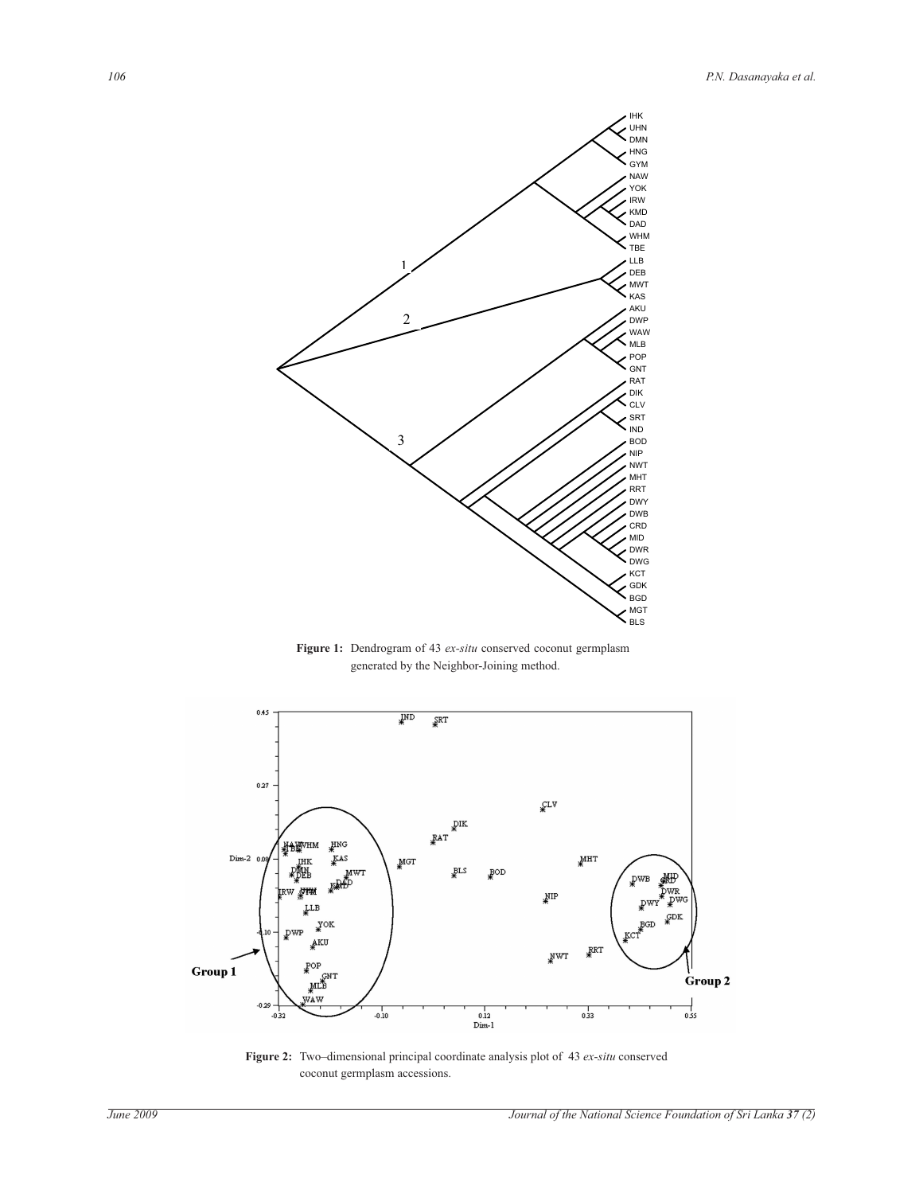**Figure 1:** Dendrogram of 43 *ex-situ* conserved coconut germplasm generated by the Neighbor-Joining method.

**Figure 2:** Two–dimensional principal coordinate analysis plot of 43 *ex-situ* conserved coconut germplasm accessions.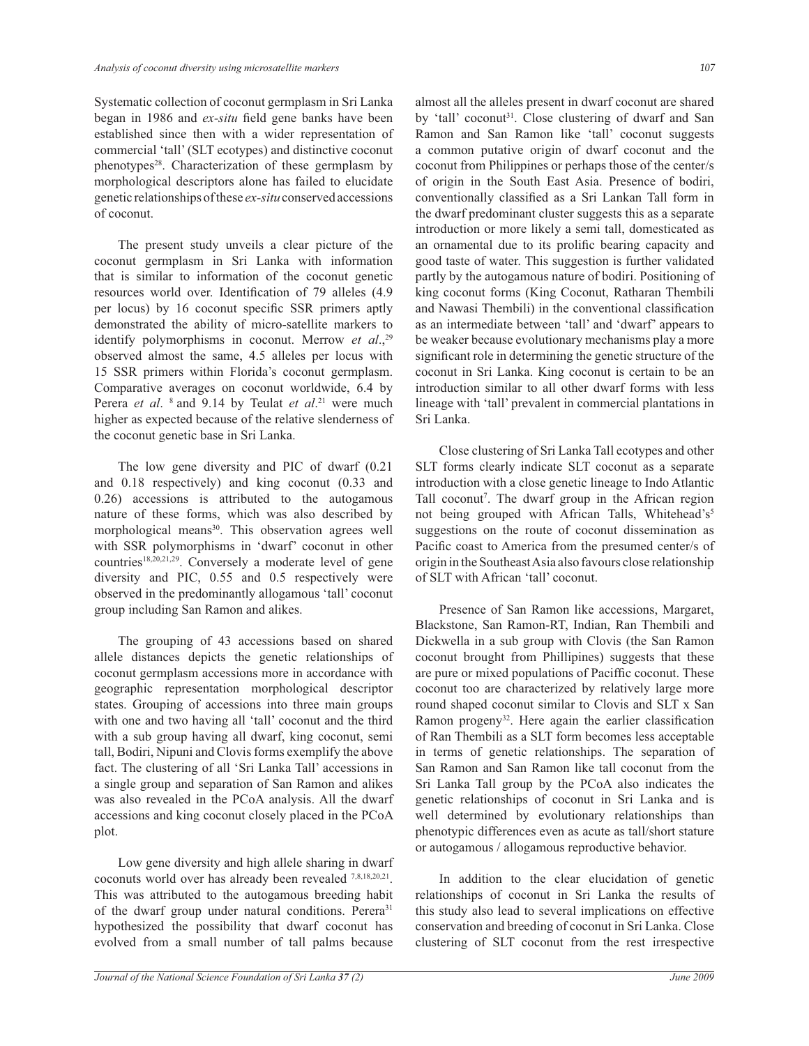Systematic collection of coconut germplasm in Sri Lanka began in 1986 and *ex-situ* field gene banks have been established since then with a wider representation of commercial 'tall' (SLT ecotypes) and distinctive coconut phenotypes[28]. Characterization of these germplasm by morphological descriptors alone has failed to elucidate genetic relationships of these *ex-situ* conserved accessions of coconut.

The present study unveils a clear picture of the coconut germplasm in Sri Lanka with information that is similar to information of the coconut genetic resources world over. Identification of 79 alleles (4.9 per locus) by 16 coconut specific SSR primers aptly demonstrated the ability of micro-satellite markers to identify polymorphisms in coconut. Merrow *et al*.,[29] observed almost the same, 4.5 alleles per locus with 15 SSR primers within Florida's coconut germplasm. Comparative averages on coconut worldwide, 6.4 by Perera *et al*. [8] and 9.14 by Teulat *et al*.[21] were much higher as expected because of the relative slenderness of the coconut genetic base in Sri Lanka.

The low gene diversity and PIC of dwarf (0.21 and 0.18 respectively) and king coconut (0.33 and 0.26) accessions is attributed to the autogamous nature of these forms, which was also described by morphological means[30]. This observation agrees well with SSR polymorphisms in 'dwarf' coconut in other countries[18,20,21,29]. Conversely a moderate level of gene diversity and PIC, 0.55 and 0.5 respectively were observed in the predominantly allogamous 'tall' coconut group including San Ramon and alikes.

The grouping of 43 accessions based on shared allele distances depicts the genetic relationships of coconut germplasm accessions more in accordance with geographic representation morphological descriptor states. Grouping of accessions into three main groups with one and two having all 'tall' coconut and the third with a sub group having all dwarf, king coconut, semi tall, Bodiri, Nipuni and Clovis forms exemplify the above fact. The clustering of all 'Sri Lanka Tall' accessions in a single group and separation of San Ramon and alikes was also revealed in the PCoA analysis. All the dwarf accessions and king coconut closely placed in the PCoA plot.

Low gene diversity and high allele sharing in dwarf coconuts world over has already been revealed [7,8,18,20,21]. This was attributed to the autogamous breeding habit of the dwarf group under natural conditions. Perera[31] hypothesized the possibility that dwarf coconut has evolved from a small number of tall palms because almost all the alleles present in dwarf coconut are shared by 'tall' coconut[31]. Close clustering of dwarf and San Ramon and San Ramon like 'tall' coconut suggests a common putative origin of dwarf coconut and the coconut from Philippines or perhaps those of the center/s of origin in the South East Asia. Presence of bodiri, conventionally classified as a Sri Lankan Tall form in the dwarf predominant cluster suggests this as a separate introduction or more likely a semi tall, domesticated as an ornamental due to its prolific bearing capacity and good taste of water. This suggestion is further validated partly by the autogamous nature of bodiri. Positioning of king coconut forms (King Coconut, Ratharan Thembili and Nawasi Thembili) in the conventional classification as an intermediate between 'tall' and 'dwarf' appears to be weaker because evolutionary mechanisms play a more significant role in determining the genetic structure of the coconut in Sri Lanka. King coconut is certain to be an introduction similar to all other dwarf forms with less lineage with 'tall' prevalent in commercial plantations in Sri Lanka.

Close clustering of Sri Lanka Tall ecotypes and other SLT forms clearly indicate SLT coconut as a separate introduction with a close genetic lineage to Indo Atlantic Tall coconut[7]. The dwarf group in the African region not being grouped with African Talls, Whitehead's[5] suggestions on the route of coconut dissemination as Pacific coast to America from the presumed center/s of origin in the Southeast Asia also favours close relationship of SLT with African 'tall' coconut.

Presence of San Ramon like accessions, Margaret, Blackstone, San Ramon-RT, Indian, Ran Thembili and Dickwella in a sub group with Clovis (the San Ramon coconut brought from Phillipines) suggests that these are pure or mixed populations of Paciffic coconut. These coconut too are characterized by relatively large more round shaped coconut similar to Clovis and SLT x San Ramon progeny[32]. Here again the earlier classification of Ran Thembili as a SLT form becomes less acceptable in terms of genetic relationships. The separation of San Ramon and San Ramon like tall coconut from the Sri Lanka Tall group by the PCoA also indicates the genetic relationships of coconut in Sri Lanka and is well determined by evolutionary relationships than phenotypic differences even as acute as tall/short stature or autogamous / allogamous reproductive behavior.

In addition to the clear elucidation of genetic relationships of coconut in Sri Lanka the results of this study also lead to several implications on effective conservation and breeding of coconut in Sri Lanka. Close clustering of SLT coconut from the rest irrespective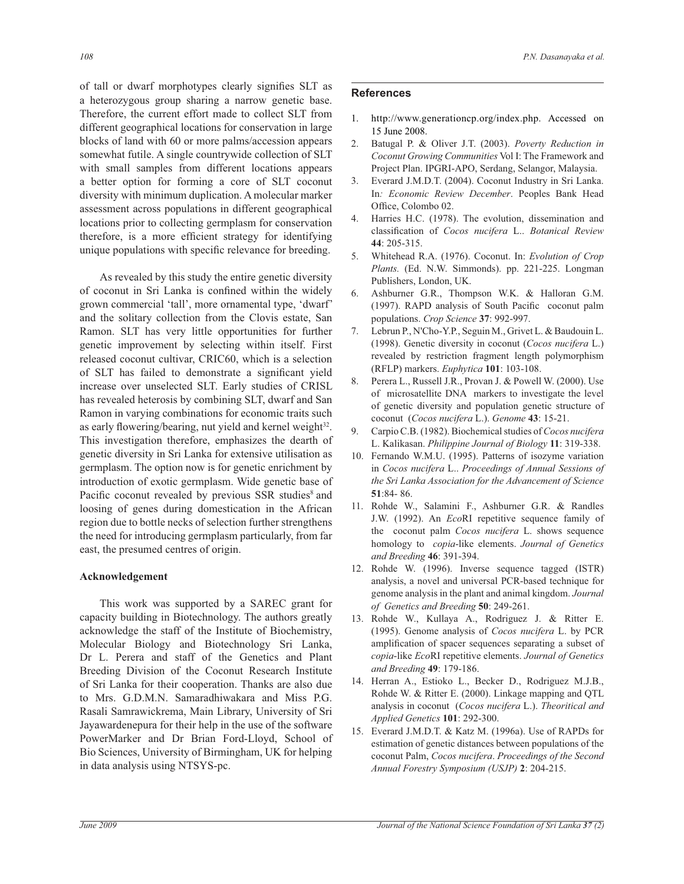of tall or dwarf morphotypes clearly signifies SLT as a heterozygous group sharing a narrow genetic base. Therefore, the current effort made to collect SLT from different geographical locations for conservation in large blocks of land with 60 or more palms/accession appears somewhat futile. A single countrywide collection of SLT with small samples from different locations appears a better option for forming a core of SLT coconut diversity with minimum duplication. A molecular marker assessment across populations in different geographical locations prior to collecting germplasm for conservation therefore, is a more efficient strategy for identifying unique populations with specific relevance for breeding.

As revealed by this study the entire genetic diversity of coconut in Sri Lanka is confined within the widely grown commercial 'tall', more ornamental type, 'dwarf' and the solitary collection from the Clovis estate, San Ramon. SLT has very little opportunities for further genetic improvement by selecting within itself. First released coconut cultivar, CRIC60, which is a selection of SLT has failed to demonstrate a significant yield increase over unselected SLT. Early studies of CRISL has revealed heterosis by combining SLT, dwarf and San Ramon in varying combinations for economic traits such as early flowering/bearing, nut yield and kernel weight[32]. This investigation therefore, emphasizes the dearth of genetic diversity in Sri Lanka for extensive utilisation as germplasm. The option now is for genetic enrichment by introduction of exotic germplasm. Wide genetic base of Pacific coconut revealed by previous SSR studies[8] and loosing of genes during domestication in the African region due to bottle necks of selection further strengthens the need for introducing germplasm particularly, from far east, the presumed centres of origin.

**Acknowledgement**

This work was supported by a SAREC grant for capacity building in Biotechnology. The authors greatly acknowledge the staff of the Institute of Biochemistry, Molecular Biology and Biotechnology Sri Lanka, Dr L. Perera and staff of the Genetics and Plant Breeding Division of the Coconut Research Institute of Sri Lanka for their cooperation. Thanks are also due to Mrs. G.D.M.N. Samaradhiwakara and Miss P.G. Rasali Samrawickrema, Main Library, University of Sri Jayawardenepura for their help in the use of the software PowerMarker and Dr Brian Ford-Lloyd, School of Bio Sciences, University of Birmingham, UK for helping in data analysis using NTSYS-pc.

## References

1. http://www.generationcp.org/index.php. Accessed on 15 June 2008.
2. Batugal P. & Oliver J.T. (2003). *Poverty Reduction in Coconut Growing Communities* Vol I: The Framework and Project Plan. IPGRI-APO, Serdang, Selangor, Malaysia.
3. Everard J.M.D.T. (2004). Coconut Industry in Sri Lanka. In*: Economic Review December*. Peoples Bank Head Office, Colombo 02.
4. Harries H.C. (1978). The evolution, dissemination and classification of *Cocos nucifera* L.. *Botanical Review* **44**: 205-315.
5. Whitehead R.A. (1976). Coconut. In: *Evolution of Crop Plants.* (Ed. N.W. Simmonds). pp. 221-225. Longman Publishers, London, UK.
6. Ashburner G.R., Thompson W.K. & Halloran G.M. (1997). RAPD analysis of South Pacific coconut palm populations. *Crop Science* **37**: 992-997.
7. Lebrun P., N'Cho-Y.P., Seguin M., Grivet L. & Baudouin L. (1998). Genetic diversity in coconut (*Cocos nucifera* L.) revealed by restriction fragment length polymorphism (RFLP) markers. *Euphytica* **101**: 103-108.
8. Perera L., Russell J.R., Provan J. & Powell W. (2000). Use of microsatellite DNA markers to investigate the level of genetic diversity and population genetic structure of coconut (*Cocos nucifera* L.). *Genome* **43**: 15-21.
9. Carpio C.B. (1982). Biochemical studies of *Cocos nucifera* L. Kalikasan. *Philippine Journal of Biology* **11**: 319-338.
10. Fernando W.M.U. (1995). Patterns of isozyme variation in *Cocos nucifera* L.. *Proceedings of Annual Sessions of the Sri Lanka Association for the Advancement of Science* **51**:84- 86.
11. Rohde W., Salamini F., Ashburner G.R. & Randles J.W. (1992). An *Eco*RI repetitive sequence family of the coconut palm *Cocos nucifera* L. shows sequence homology to *copia*-like elements. *Journal of Genetics and Breeding* **46**: 391-394.
12. Rohde W. (1996). Inverse sequence tagged (ISTR) analysis, a novel and universal PCR-based technique for genome analysis in the plant and animal kingdom. *Journal of Genetics and Breeding* **50**: 249-261.
13. Rohde W., Kullaya A., Rodriguez J. & Ritter E. (1995). Genome analysis of *Cocos nucifera* L. by PCR amplification of spacer sequences separating a subset of *copia*-like *Eco*RI repetitive elements. *Journal of Genetics and Breeding* **49**: 179-186.
14. Herran A., Estioko L., Becker D., Rodriguez M.J.B., Rohde W. & Ritter E. (2000). Linkage mapping and QTL analysis in coconut (*Cocos nucifera* L.). *Theoritical and Applied Genetics* **101**: 292-300.
15. Everard J.M.D.T. & Katz M. (1996a). Use of RAPDs for estimation of genetic distances between populations of the coconut Palm, *Cocos nucifera*. *Proceedings of the Second Annual Forestry Symposium (USJP)* **2**: 204-215.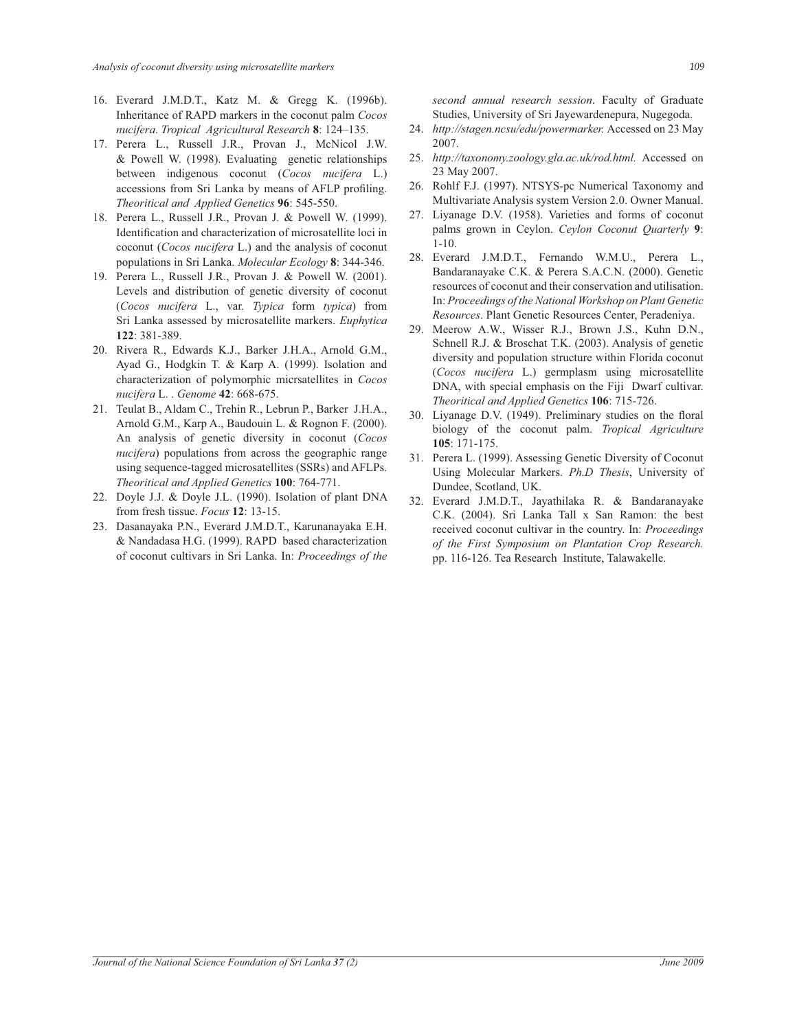16. Everard J.M.D.T., Katz M. & Gregg K. (1996b). Inheritance of RAPD markers in the coconut palm *Cocos nucifera*. *Tropical Agricultural Research* **8**: 124–135.
17. Perera L., Russell J.R., Provan J., McNicol J.W. & Powell W. (1998). Evaluating genetic relationships between indigenous coconut (*Cocos nucifera* L.) accessions from Sri Lanka by means of AFLP profiling. *Theoritical and Applied Genetics* **96**: 545-550.
18. Perera L., Russell J.R., Provan J. & Powell W. (1999). Identification and characterization of microsatellite loci in coconut (*Cocos nucifera* L.) and the analysis of coconut populations in Sri Lanka. *Molecular Ecology* **8**: 344-346.
19. Perera L., Russell J.R., Provan J. & Powell W. (2001). Levels and distribution of genetic diversity of coconut (*Cocos nucifera* L., var. *Typica* form *typica*) from Sri Lanka assessed by microsatellite markers. *Euphytica* **122**: 381-389.
20. Rivera R., Edwards K.J., Barker J.H.A., Arnold G.M., Ayad G., Hodgkin T. & Karp A. (1999). Isolation and characterization of polymorphic micrsatellites in *Cocos nucifera* L. . *Genome* **42**: 668-675.
21. Teulat B., Aldam C., Trehin R., Lebrun P., Barker J.H.A., Arnold G.M., Karp A., Baudouin L. & Rognon F. (2000). An analysis of genetic diversity in coconut (*Cocos nucifera*) populations from across the geographic range using sequence-tagged microsatellites (SSRs) and AFLPs. *Theoritical and Applied Genetics* **100**: 764-771.
22. Doyle J.J. & Doyle J.L. (1990). Isolation of plant DNA from fresh tissue. *Focus* **12**: 13-15.
23. Dasanayaka P.N., Everard J.M.D.T., Karunanayaka E.H. & Nandadasa H.G. (1999). RAPD based characterization of coconut cultivars in Sri Lanka. In: *Proceedings of the second annual research session*. Faculty of Graduate Studies, University of Sri Jayewardenepura, Nugegoda.
24. *http://stagen.ncsu/edu/powermarker.* Accessed on 23 May 2007.
25. *http://taxonomy.zoology.gla.ac.uk/rod.html.* Accessed on 23 May 2007.
26. Rohlf F.J. (1997). NTSYS-pc Numerical Taxonomy and Multivariate Analysis system Version 2.0. Owner Manual.
27. Liyanage D.V. (1958). Varieties and forms of coconut palms grown in Ceylon. *Ceylon Coconut Quarterly* **9**: 1-10.
28. Everard J.M.D.T., Fernando W.M.U., Perera L., Bandaranayake C.K. & Perera S.A.C.N. (2000). Genetic resources of coconut and their conservation and utilisation. In: *Proceedings of the National Workshop on Plant Genetic Resources*. Plant Genetic Resources Center, Peradeniya.
29. Meerow A.W., Wisser R.J., Brown J.S., Kuhn D.N., Schnell R.J. & Broschat T.K. (2003). Analysis of genetic diversity and population structure within Florida coconut (*Cocos nucifera* L.) germplasm using microsatellite DNA, with special emphasis on the Fiji Dwarf cultivar. *Theoritical and Applied Genetics* **106**: 715-726.
30. Liyanage D.V. (1949). Preliminary studies on the floral biology of the coconut palm. *Tropical Agriculture* **105**: 171-175.
31. Perera L. (1999). Assessing Genetic Diversity of Coconut Using Molecular Markers. *Ph.D Thesis*, University of Dundee, Scotland, UK.
32. Everard J.M.D.T., Jayathilaka R. & Bandaranayake C.K. (2004). Sri Lanka Tall x San Ramon: the best received coconut cultivar in the country. In: *Proceedings of the First Symposium on Plantation Crop Research.* pp. 116-126. Tea Research Institute, Talawakelle.